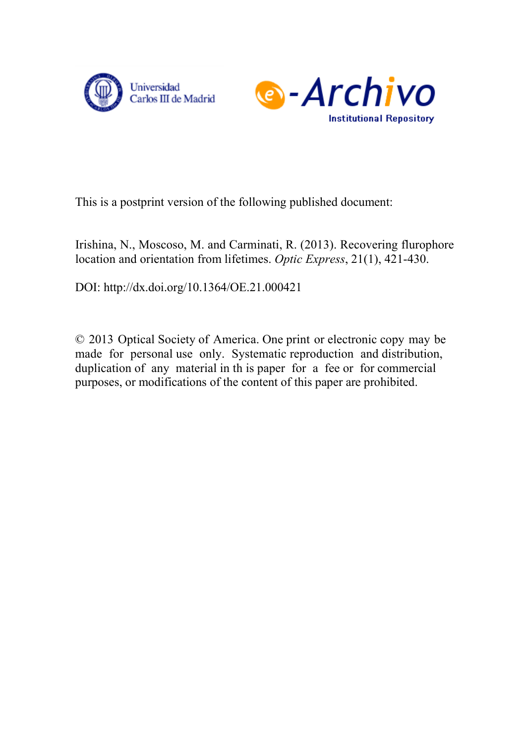Universidad Carlos III de Madrid

e-Archivo Institutional Repository

This is a postprint version of the following published document:

Irishina, N., Moscoso, M. and Carminati, R. (2013). Recovering flurophore location and orientation from lifetimes. *Optic Express*, 21(1), 421-430.

DOI: http://dx.doi.org/10.1364/OE.21.000421

© 2013 Optical Society of America. One print or electronic copy may be made for personal use only. Systematic reproduction and distribution, duplication of any material in th is paper for a fee or for commercial purposes, or modifications of the content of this paper are prohibited.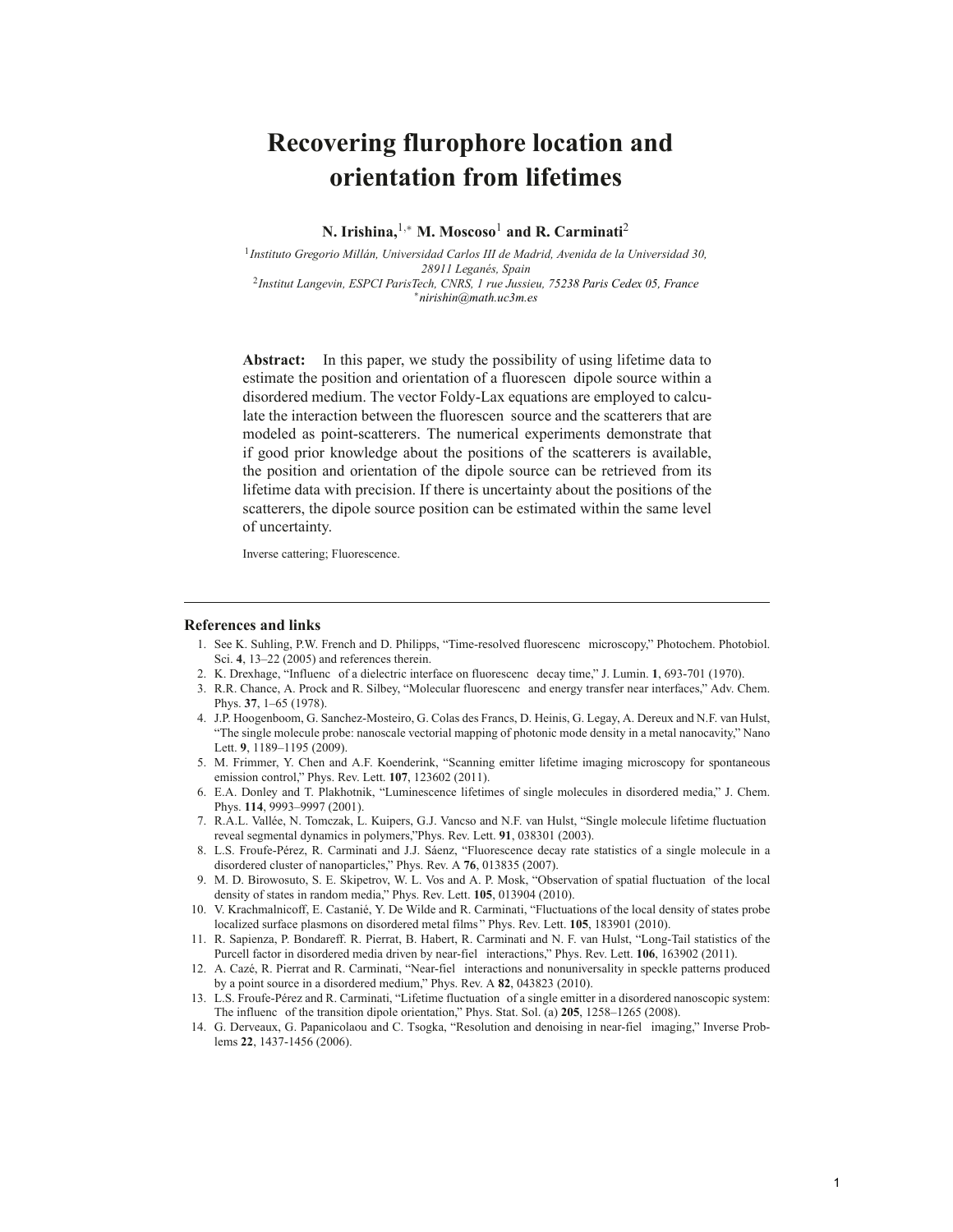# Recovering flurophore location and orientation from lifetimes

**N. Irishina,**[1,*] **M. Moscoso**[1] **and R. Carminati**[2]

[1] *Instituto Gregorio Millán, Universidad Carlos III de Madrid, Avenida de la Universidad 30, 28911 Leganés, Spain*
[2] *Institut Langevin, ESPCI ParisTech, CNRS, 1 rue Jussieu, 75238 Paris Cedex 05, France*
[*] *nirishin@math.uc3m.es*

**Abstract:** In this paper, we study the possibility of using lifetime data to estimate the position and orientation of a fluorescen dipole source within a disordered medium. The vector Foldy-Lax equations are employed to calculate the interaction between the fluorescen source and the scatterers that are modeled as point-scatterers. The numerical experiments demonstrate that if good prior knowledge about the positions of the scatterers is available, the position and orientation of the dipole source can be retrieved from its lifetime data with precision. If there is uncertainty about the positions of the scatterers, the dipole source position can be estimated within the same level of uncertainty.

Inverse cattering; Fluorescence.

---

### References and links

1. See K. Suhling, P.W. French and D. Philipps, "Time-resolved fluorescenc microscopy," Photochem. Photobiol. Sci. **4**, 13–22 (2005) and references therein.
2. K. Drexhage, "Influenc of a dielectric interface on fluorescenc decay time," J. Lumin. **1**, 693-701 (1970).
3. R.R. Chance, A. Prock and R. Silbey, "Molecular fluorescenc and energy transfer near interfaces," Adv. Chem. Phys. **37**, 1–65 (1978).
4. J.P. Hoogenboom, G. Sanchez-Mosteiro, G. Colas des Francs, D. Heinis, G. Legay, A. Dereux and N.F. van Hulst, "The single molecule probe: nanoscale vectorial mapping of photonic mode density in a metal nanocavity," Nano Lett. **9**, 1189–1195 (2009).
5. M. Frimmer, Y. Chen and A.F. Koenderink, "Scanning emitter lifetime imaging microscopy for spontaneous emission control," Phys. Rev. Lett. **107**, 123602 (2011).
6. E.A. Donley and T. Plakhotnik, "Luminescence lifetimes of single molecules in disordered media," J. Chem. Phys. **114**, 9993–9997 (2001).
7. R.A.L. Vallée, N. Tomczak, L. Kuipers, G.J. Vancso and N.F. van Hulst, "Single molecule lifetime fluctuation reveal segmental dynamics in polymers,"Phys. Rev. Lett. **91**, 038301 (2003).
8. L.S. Froufe-Pérez, R. Carminati and J.J. Sáenz, "Fluorescence decay rate statistics of a single molecule in a disordered cluster of nanoparticles," Phys. Rev. A **76**, 013835 (2007).
9. M. D. Birowosuto, S. E. Skipetrov, W. L. Vos and A. P. Mosk, "Observation of spatial fluctuation of the local density of states in random media," Phys. Rev. Lett. **105**, 013904 (2010).
10. V. Krachmalnicoff, E. Castanié, Y. De Wilde and R. Carminati, "Fluctuations of the local density of states probe localized surface plasmons on disordered metal films" Phys. Rev. Lett. **105**, 183901 (2010).
11. R. Sapienza, P. Bondareff. R. Pierrat, B. Habert, R. Carminati and N. F. van Hulst, "Long-Tail statistics of the Purcell factor in disordered media driven by near-fiel interactions," Phys. Rev. Lett. **106**, 163902 (2011).
12. A. Cazé, R. Pierrat and R. Carminati, "Near-fiel interactions and nonuniversality in speckle patterns produced by a point source in a disordered medium," Phys. Rev. A **82**, 043823 (2010).
13. L.S. Froufe-Pérez and R. Carminati, "Lifetime fluctuation of a single emitter in a disordered nanoscopic system: The influenc of the transition dipole orientation," Phys. Stat. Sol. (a) **205**, 1258–1265 (2008).
14. G. Derveaux, G. Papanicolaou and C. Tsogka, "Resolution and denoising in near-fiel imaging," Inverse Problems **22**, 1437-1456 (2006).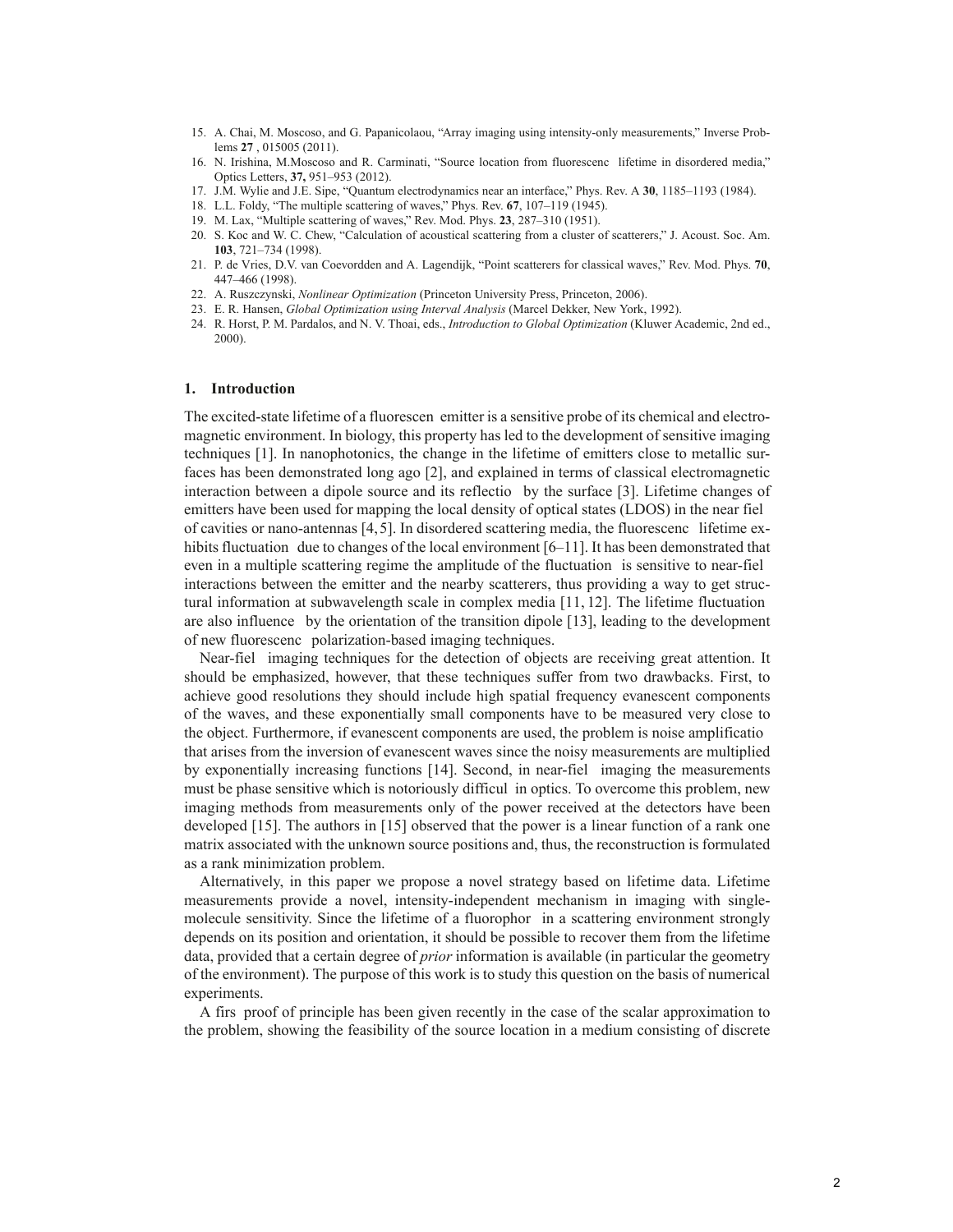15. A. Chai, M. Moscoso, and G. Papanicolaou, "Array imaging using intensity-only measurements," Inverse Problems **27** , 015005 (2011).
16. N. Irishina, M.Moscoso and R. Carminati, "Source location from fluorescenc lifetime in disordered media," Optics Letters, **37,** 951–953 (2012).
17. J.M. Wylie and J.E. Sipe, "Quantum electrodynamics near an interface," Phys. Rev. A **30**, 1185–1193 (1984).
18. L.L. Foldy, "The multiple scattering of waves," Phys. Rev. **67**, 107–119 (1945).
19. M. Lax, "Multiple scattering of waves," Rev. Mod. Phys. **23**, 287–310 (1951).
20. S. Koc and W. C. Chew, "Calculation of acoustical scattering from a cluster of scatterers," J. Acoust. Soc. Am. **103**, 721–734 (1998).
21. P. de Vries, D.V. van Coevordden and A. Lagendijk, "Point scatterers for classical waves," Rev. Mod. Phys. **70**, 447–466 (1998).
22. A. Ruszczynski, *Nonlinear Optimization* (Princeton University Press, Princeton, 2006).
23. E. R. Hansen, *Global Optimization using Interval Analysis* (Marcel Dekker, New York, 1992).
24. R. Horst, P. M. Pardalos, and N. V. Thoai, eds., *Introduction to Global Optimization* (Kluwer Academic, 2nd ed., 2000).

## 1. Introduction

The excited-state lifetime of a fluorescen emitter is a sensitive probe of its chemical and electromagnetic environment. In biology, this property has led to the development of sensitive imaging techniques [1]. In nanophotonics, the change in the lifetime of emitters close to metallic surfaces has been demonstrated long ago [2], and explained in terms of classical electromagnetic interaction between a dipole source and its reflectio by the surface [3]. Lifetime changes of emitters have been used for mapping the local density of optical states (LDOS) in the near fiel of cavities or nano-antennas [4,5]. In disordered scattering media, the fluorescenc lifetime exhibits fluctuation due to changes of the local environment [6–11]. It has been demonstrated that even in a multiple scattering regime the amplitude of the fluctuation is sensitive to near-fiel interactions between the emitter and the nearby scatterers, thus providing a way to get structural information at subwavelength scale in complex media [11, 12]. The lifetime fluctuation are also influence by the orientation of the transition dipole [13], leading to the development of new fluorescenc polarization-based imaging techniques.

Near-fiel imaging techniques for the detection of objects are receiving great attention. It should be emphasized, however, that these techniques suffer from two drawbacks. First, to achieve good resolutions they should include high spatial frequency evanescent components of the waves, and these exponentially small components have to be measured very close to the object. Furthermore, if evanescent components are used, the problem is noise amplificatio that arises from the inversion of evanescent waves since the noisy measurements are multiplied by exponentially increasing functions [14]. Second, in near-fiel imaging the measurements must be phase sensitive which is notoriously difficul in optics. To overcome this problem, new imaging methods from measurements only of the power received at the detectors have been developed [15]. The authors in [15] observed that the power is a linear function of a rank one matrix associated with the unknown source positions and, thus, the reconstruction is formulated as a rank minimization problem.

Alternatively, in this paper we propose a novel strategy based on lifetime data. Lifetime measurements provide a novel, intensity-independent mechanism in imaging with single-molecule sensitivity. Since the lifetime of a fluorophor in a scattering environment strongly depends on its position and orientation, it should be possible to recover them from the lifetime data, provided that a certain degree of *prior* information is available (in particular the geometry of the environment). The purpose of this work is to study this question on the basis of numerical experiments.

A firs proof of principle has been given recently in the case of the scalar approximation to the problem, showing the feasibility of the source location in a medium consisting of discrete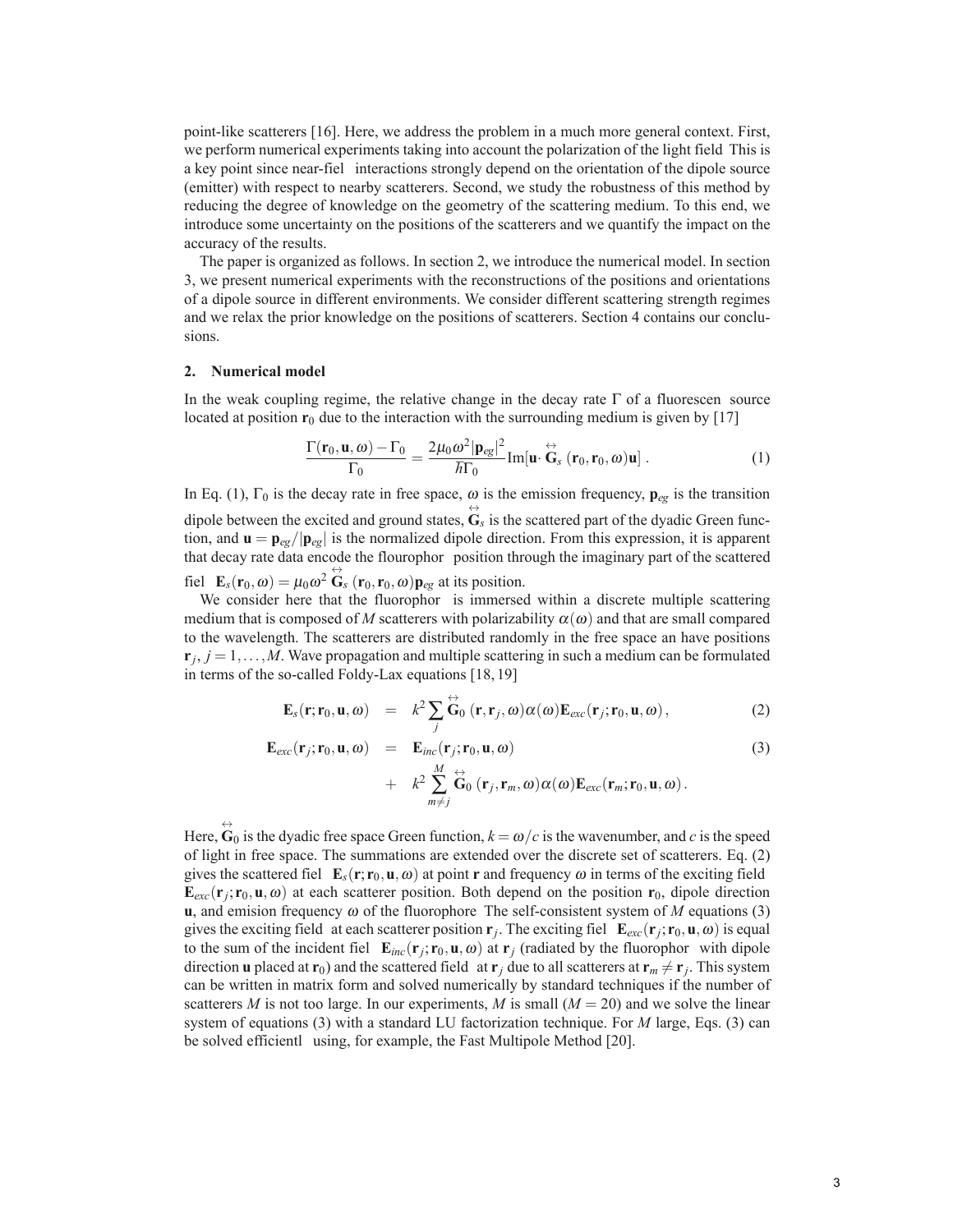point-like scatterers [16]. Here, we address the problem in a much more general context. First, we perform numerical experiments taking into account the polarization of the light field This is a key point since near-fiel interactions strongly depend on the orientation of the dipole source (emitter) with respect to nearby scatterers. Second, we study the robustness of this method by reducing the degree of knowledge on the geometry of the scattering medium. To this end, we introduce some uncertainty on the positions of the scatterers and we quantify the impact on the accuracy of the results.

The paper is organized as follows. In section 2, we introduce the numerical model. In section 3, we present numerical experiments with the reconstructions of the positions and orientations of a dipole source in different environments. We consider different scattering strength regimes and we relax the prior knowledge on the positions of scatterers. Section 4 contains our conclusions.

## 2. Numerical model

In the weak coupling regime, the relative change in the decay rate $\Gamma$ of a fluorescen source located at position $\mathbf{r}_0$ due to the interaction with the surrounding medium is given by [17]

$$\frac{\Gamma(\mathbf{r}_0,\mathbf{u},\omega)-\Gamma_0}{\Gamma_0} = \frac{2\mu_0\omega^2|\mathbf{p}_{eg}|^2}{\hbar\Gamma_0}\mathrm{Im}[\mathbf{u}\cdot \overleftrightarrow{\mathbf{G}}_s(\mathbf{r}_0,\mathbf{r}_0,\omega)\mathbf{u}]\ . \tag{1}$$

In Eq. (1), $\Gamma_0$ is the decay rate in free space, $\omega$ is the emission frequency, $\mathbf{p}_{eg}$ is the transition dipole between the excited and ground states, $\overleftrightarrow{\mathbf{G}}_s$ is the scattered part of the dyadic Green function, and $\mathbf{u} = \mathbf{p}_{eg}/|\mathbf{p}_{eg}|$ is the normalized dipole direction. From this expression, it is apparent that decay rate data encode the flourophor position through the imaginary part of the scattered fiel $\mathbf{E}_s(\mathbf{r}_0,\omega) = \mu_0\omega^2 \overleftrightarrow{\mathbf{G}}_s(\mathbf{r}_0,\mathbf{r}_0,\omega)\mathbf{p}_{eg}$ at its position.

We consider here that the fluorophor is immersed within a discrete multiple scattering medium that is composed of $M$ scatterers with polarizability $\alpha(\omega)$ and that are small compared to the wavelength. The scatterers are distributed randomly in the free space an have positions $\mathbf{r}_j$, $j=1,\ldots,M$. Wave propagation and multiple scattering in such a medium can be formulated in terms of the so-called Foldy-Lax equations [18, 19]

$$\mathbf{E}_s(\mathbf{r};\mathbf{r}_0,\mathbf{u},\omega) = k^2\sum_j \overleftrightarrow{\mathbf{G}}_0(\mathbf{r},\mathbf{r}_j,\omega)\alpha(\omega)\mathbf{E}_{exc}(\mathbf{r}_j;\mathbf{r}_0,\mathbf{u},\omega)\,, \tag{2}$$

$$\begin{aligned}\mathbf{E}_{exc}(\mathbf{r}_j;\mathbf{r}_0,\mathbf{u},\omega) &= \mathbf{E}_{inc}(\mathbf{r}_j;\mathbf{r}_0,\mathbf{u},\omega) \\ &+ k^2\sum_{m\neq j}^{M} \overleftrightarrow{\mathbf{G}}_0(\mathbf{r}_j,\mathbf{r}_m,\omega)\alpha(\omega)\mathbf{E}_{exc}(\mathbf{r}_m;\mathbf{r}_0,\mathbf{u},\omega)\,.\end{aligned} \tag{3}$$

Here, $\overleftrightarrow{\mathbf{G}}_0$ is the dyadic free space Green function, $k=\omega/c$ is the wavenumber, and $c$ is the speed of light in free space. The summations are extended over the discrete set of scatterers. Eq. (2) gives the scattered fiel $\mathbf{E}_s(\mathbf{r};\mathbf{r}_0,\mathbf{u},\omega)$ at point $\mathbf{r}$ and frequency $\omega$ in terms of the exciting field $\mathbf{E}_{exc}(\mathbf{r}_j;\mathbf{r}_0,\mathbf{u},\omega)$ at each scatterer position. Both depend on the position $\mathbf{r}_0$, dipole direction $\mathbf{u}$, and emision frequency $\omega$ of the fluorophore The self-consistent system of $M$ equations (3) gives the exciting field at each scatterer position $\mathbf{r}_j$. The exciting fiel $\mathbf{E}_{exc}(\mathbf{r}_j;\mathbf{r}_0,\mathbf{u},\omega)$ is equal to the sum of the incident fiel $\mathbf{E}_{inc}(\mathbf{r}_j;\mathbf{r}_0,\mathbf{u},\omega)$ at $\mathbf{r}_j$ (radiated by the fluorophor with dipole direction $\mathbf{u}$ placed at $\mathbf{r}_0$) and the scattered field at $\mathbf{r}_j$ due to all scatterers at $\mathbf{r}_m \neq \mathbf{r}_j$. This system can be written in matrix form and solved numerically by standard techniques if the number of scatterers $M$ is not too large. In our experiments, $M$ is small ($M=20$) and we solve the linear system of equations (3) with a standard LU factorization technique. For $M$ large, Eqs. (3) can be solved efficientl using, for example, the Fast Multipole Method [20].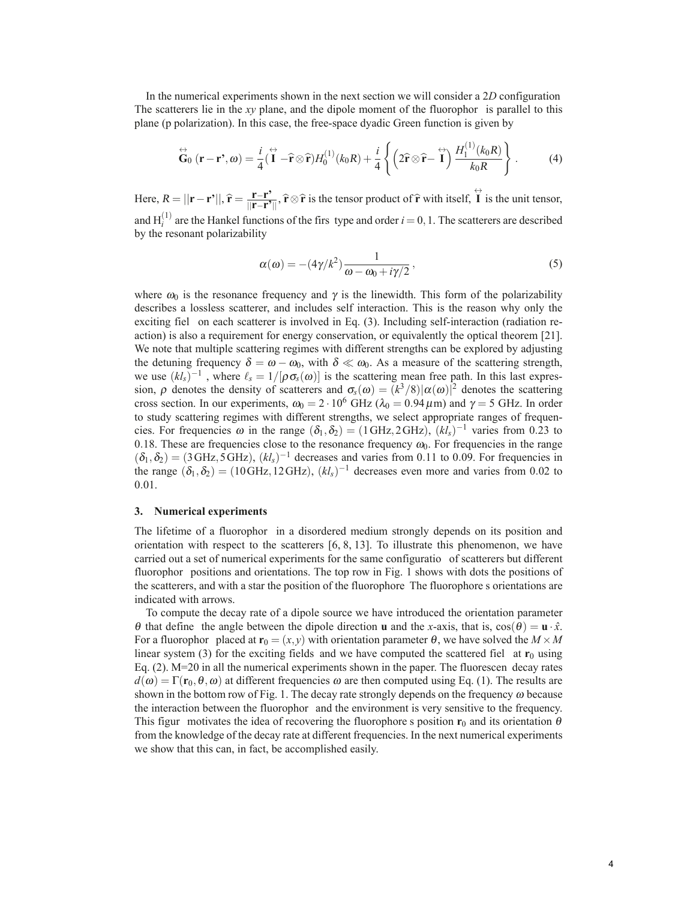In the numerical experiments shown in the next section we will consider a 2*D* configuration The scatterers lie in the *xy* plane, and the dipole moment of the fluorophor is parallel to this plane (p polarization). In this case, the free-space dyadic Green function is given by

$$\overleftrightarrow{\mathbf{G}}_0\,(\mathbf{r}-\mathbf{r'},\omega) = \frac{i}{4}(\overleftrightarrow{\mathbf{I}} - \widehat{\mathbf{r}}\otimes\widehat{\mathbf{r}})H_0^{(1)}(k_0R) + \frac{i}{4}\left\{\left(2\widehat{\mathbf{r}}\otimes\widehat{\mathbf{r}} - \overleftrightarrow{\mathbf{I}}\right)\frac{H_1^{(1)}(k_0R)}{k_0R}\right\}. \tag{4}$$

Here, $R = ||\mathbf{r}-\mathbf{r'}||$, $\widehat{\mathbf{r}} = \frac{\mathbf{r}-\mathbf{r'}}{||\mathbf{r}-\mathbf{r'}||}$, $\widehat{\mathbf{r}}\otimes\widehat{\mathbf{r}}$ is the tensor product of $\widehat{\mathbf{r}}$ with itself, $\overleftrightarrow{\mathbf{I}}$ is the unit tensor, and $\mathrm{H}_i^{(1)}$ are the Hankel functions of the firs type and order $i = 0, 1$. The scatterers are described by the resonant polarizability

$$\alpha(\omega) = -(4\gamma/k^2)\frac{1}{\omega - \omega_0 + i\gamma/2}, \tag{5}$$

where $\omega_0$ is the resonance frequency and $\gamma$ is the linewidth. This form of the polarizability describes a lossless scatterer, and includes self interaction. This is the reason why only the exciting fiel on each scatterer is involved in Eq. (3). Including self-interaction (radiation reaction) is also a requirement for energy conservation, or equivalently the optical theorem [21]. We note that multiple scattering regimes with different strengths can be explored by adjusting the detuning frequency $\delta = \omega - \omega_0$, with $\delta \ll \omega_0$. As a measure of the scattering strength, we use $(kl_s)^{-1}$ , where $\ell_s = 1/[\rho\sigma_s(\omega)]$ is the scattering mean free path. In this last expression, $\rho$ denotes the density of scatterers and $\sigma_s(\omega) = (k^3/8)|\alpha(\omega)|^2$ denotes the scattering cross section. In our experiments, $\omega_0 = 2\cdot 10^6$ GHz ($\lambda_0 = 0.94\,\mu$m) and $\gamma = 5$ GHz. In order to study scattering regimes with different strengths, we select appropriate ranges of frequencies. For frequencies $\omega$ in the range $(\delta_1, \delta_2) = (1\,\mathrm{GHz}, 2\,\mathrm{GHz})$, $(kl_s)^{-1}$ varies from 0.23 to 0.18. These are frequencies close to the resonance frequency $\omega_0$. For frequencies in the range $(\delta_1, \delta_2) = (3\,\mathrm{GHz}, 5\,\mathrm{GHz})$, $(kl_s)^{-1}$ decreases and varies from 0.11 to 0.09. For frequencies in the range $(\delta_1, \delta_2) = (10\,\mathrm{GHz}, 12\,\mathrm{GHz})$, $(kl_s)^{-1}$ decreases even more and varies from 0.02 to 0.01.

### 3. Numerical experiments

The lifetime of a fluorophor in a disordered medium strongly depends on its position and orientation with respect to the scatterers [6, 8, 13]. To illustrate this phenomenon, we have carried out a set of numerical experiments for the same configuratio of scatterers but different fluorophor positions and orientations. The top row in Fig. 1 shows with dots the positions of the scatterers, and with a star the position of the fluorophore The fluorophore s orientations are indicated with arrows.

To compute the decay rate of a dipole source we have introduced the orientation parameter $\theta$ that define the angle between the dipole direction $\mathbf{u}$ and the *x*-axis, that is, $\cos(\theta) = \mathbf{u}\cdot\hat{x}$. For a fluorophor placed at $\mathbf{r}_0 = (x, y)$ with orientation parameter $\theta$, we have solved the $M\times M$ linear system (3) for the exciting fields and we have computed the scattered fiel at $\mathbf{r}_0$ using Eq. (2). M=20 in all the numerical experiments shown in the paper. The fluorescen decay rates $d(\omega) = \Gamma(\mathbf{r}_0, \theta, \omega)$ at different frequencies $\omega$ are then computed using Eq. (1). The results are shown in the bottom row of Fig. 1. The decay rate strongly depends on the frequency $\omega$ because the interaction between the fluorophor and the environment is very sensitive to the frequency. This figur motivates the idea of recovering the fluorophore s position $\mathbf{r}_0$ and its orientation $\theta$ from the knowledge of the decay rate at different frequencies. In the next numerical experiments we show that this can, in fact, be accomplished easily.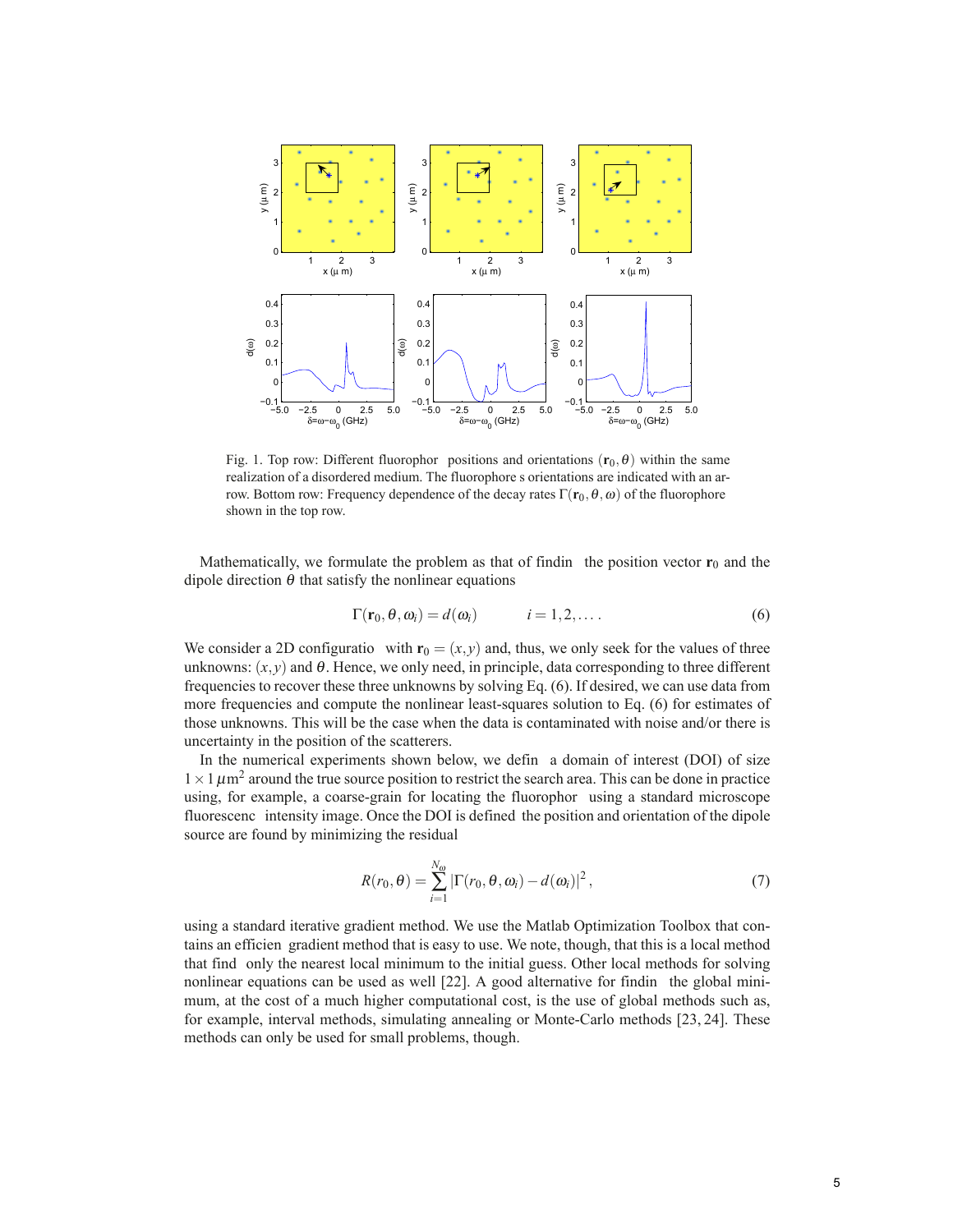Fig. 1. Top row: Different fluorophor positions and orientations $(\mathbf{r}_0, \theta)$ within the same realization of a disordered medium. The fluorophore s orientations are indicated with an arrow. Bottom row: Frequency dependence of the decay rates $\Gamma(\mathbf{r}_0, \theta, \omega)$ of the fluorophore shown in the top row.

Mathematically, we formulate the problem as that of findin the position vector $\mathbf{r}_0$ and the dipole direction $\theta$ that satisfy the nonlinear equations

$$\Gamma(\mathbf{r}_0, \theta, \omega_i) = d(\omega_i) \qquad i = 1, 2, \ldots. \tag{6}$$

We consider a 2D configuratio with $\mathbf{r}_0 = (x, y)$ and, thus, we only seek for the values of three unknowns: $(x, y)$ and $\theta$. Hence, we only need, in principle, data corresponding to three different frequencies to recover these three unknowns by solving Eq. (6). If desired, we can use data from more frequencies and compute the nonlinear least-squares solution to Eq. (6) for estimates of those unknowns. This will be the case when the data is contaminated with noise and/or there is uncertainty in the position of the scatterers.

In the numerical experiments shown below, we defin a domain of interest (DOI) of size $1 \times 1\,\mu\text{m}^2$ around the true source position to restrict the search area. This can be done in practice using, for example, a coarse-grain for locating the fluorophor using a standard microscope fluorescenc intensity image. Once the DOI is defined the position and orientation of the dipole source are found by minimizing the residual

$$R(r_0, \theta) = \sum_{i=1}^{N_\omega} |\Gamma(r_0, \theta, \omega_i) - d(\omega_i)|^2, \tag{7}$$

using a standard iterative gradient method. We use the Matlab Optimization Toolbox that contains an efficien gradient method that is easy to use. We note, though, that this is a local method that find only the nearest local minimum to the initial guess. Other local methods for solving nonlinear equations can be used as well [22]. A good alternative for findin the global minimum, at the cost of a much higher computational cost, is the use of global methods such as, for example, interval methods, simulating annealing or Monte-Carlo methods [23, 24]. These methods can only be used for small problems, though.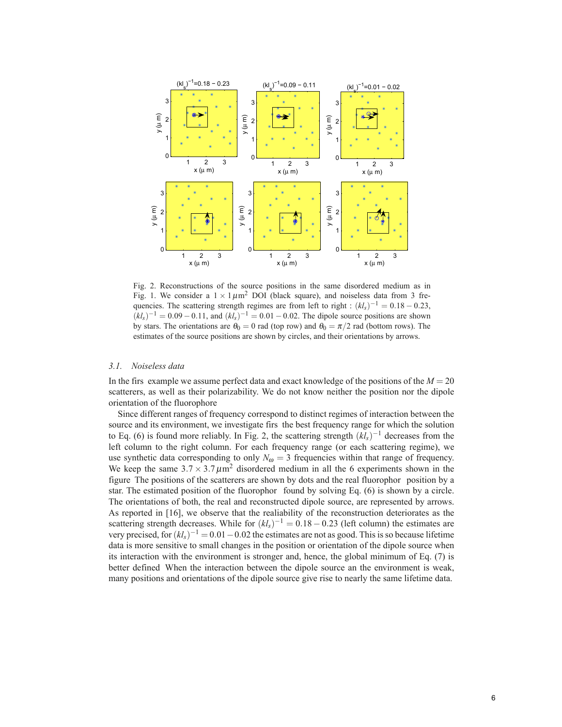Fig. 2. Reconstructions of the source positions in the same disordered medium as in Fig. 1. We consider a $1 \times 1\,\mu\mathrm{m}^2$ DOI (black square), and noiseless data from 3 frequencies. The scattering strength regimes are from left to right : $(kl_s)^{-1} = 0.18 - 0.23$, $(kl_s)^{-1} = 0.09 - 0.11$, and $(kl_s)^{-1} = 0.01 - 0.02$. The dipole source positions are shown by stars. The orientations are $\theta_0 = 0$ rad (top row) and $\theta_0 = \pi/2$ rad (bottom rows). The estimates of the source positions are shown by circles, and their orientations by arrows.

### 3.1. Noiseless data

In the firs example we assume perfect data and exact knowledge of the positions of the $M = 20$ scatterers, as well as their polarizability. We do not know neither the position nor the dipole orientation of the fluorophore

Since different ranges of frequency correspond to distinct regimes of interaction between the source and its environment, we investigate firs the best frequency range for which the solution to Eq. (6) is found more reliably. In Fig. 2, the scattering strength $(kl_s)^{-1}$ decreases from the left column to the right column. For each frequency range (or each scattering regime), we use synthetic data corresponding to only $N_\omega = 3$ frequencies within that range of frequency. We keep the same $3.7 \times 3.7\,\mu\mathrm{m}^2$ disordered medium in all the 6 experiments shown in the figure The positions of the scatterers are shown by dots and the real fluorophor position by a star. The estimated position of the fluorophor found by solving Eq. (6) is shown by a circle. The orientations of both, the real and reconstructed dipole source, are represented by arrows. As reported in [16], we observe that the realiability of the reconstruction deteriorates as the scattering strength decreases. While for $(kl_s)^{-1} = 0.18 - 0.23$ (left column) the estimates are very precised, for $(kl_s)^{-1} = 0.01 - 0.02$ the estimates are not as good. This is so because lifetime data is more sensitive to small changes in the position or orientation of the dipole source when its interaction with the environment is stronger and, hence, the global minimum of Eq. (7) is better defined When the interaction between the dipole source an the environment is weak, many positions and orientations of the dipole source give rise to nearly the same lifetime data.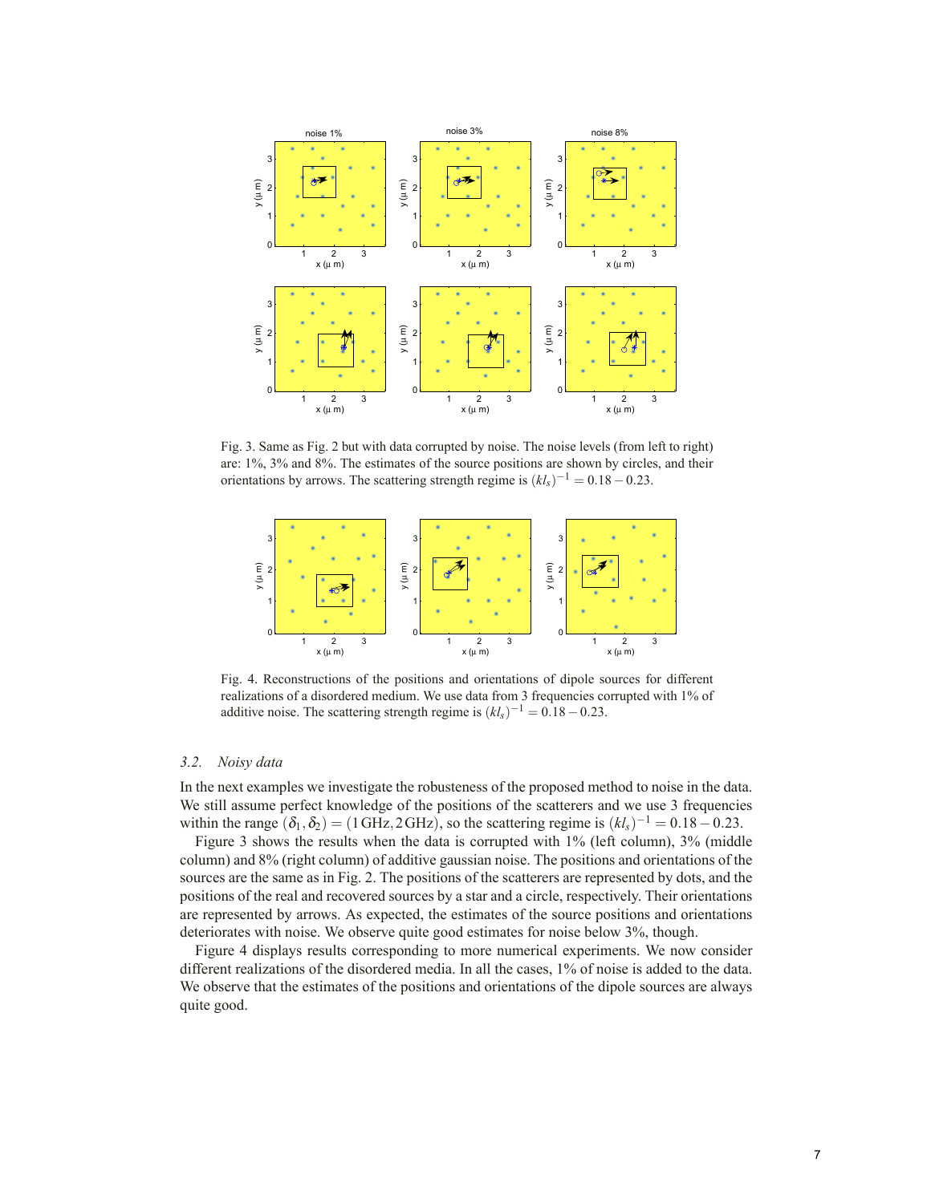Fig. 3. Same as Fig. 2 but with data corrupted by noise. The noise levels (from left to right) are: 1%, 3% and 8%. The estimates of the source positions are shown by circles, and their orientations by arrows. The scattering strength regime is $(kl_s)^{-1} = 0.18 - 0.23$.

Fig. 4. Reconstructions of the positions and orientations of dipole sources for different realizations of a disordered medium. We use data from 3 frequencies corrupted with 1% of additive noise. The scattering strength regime is $(kl_s)^{-1} = 0.18 - 0.23$.

### *3.2. Noisy data*

In the next examples we investigate the robusteness of the proposed method to noise in the data. We still assume perfect knowledge of the positions of the scatterers and we use 3 frequencies within the range $(\delta_1, \delta_2) = (1\,\text{GHz}, 2\,\text{GHz})$, so the scattering regime is $(kl_s)^{-1} = 0.18 - 0.23$.

Figure 3 shows the results when the data is corrupted with 1% (left column), 3% (middle column) and 8% (right column) of additive gaussian noise. The positions and orientations of the sources are the same as in Fig. 2. The positions of the scatterers are represented by dots, and the positions of the real and recovered sources by a star and a circle, respectively. Their orientations are represented by arrows. As expected, the estimates of the source positions and orientations deteriorates with noise. We observe quite good estimates for noise below 3%, though.

Figure 4 displays results corresponding to more numerical experiments. We now consider different realizations of the disordered media. In all the cases, 1% of noise is added to the data. We observe that the estimates of the positions and orientations of the dipole sources are always quite good.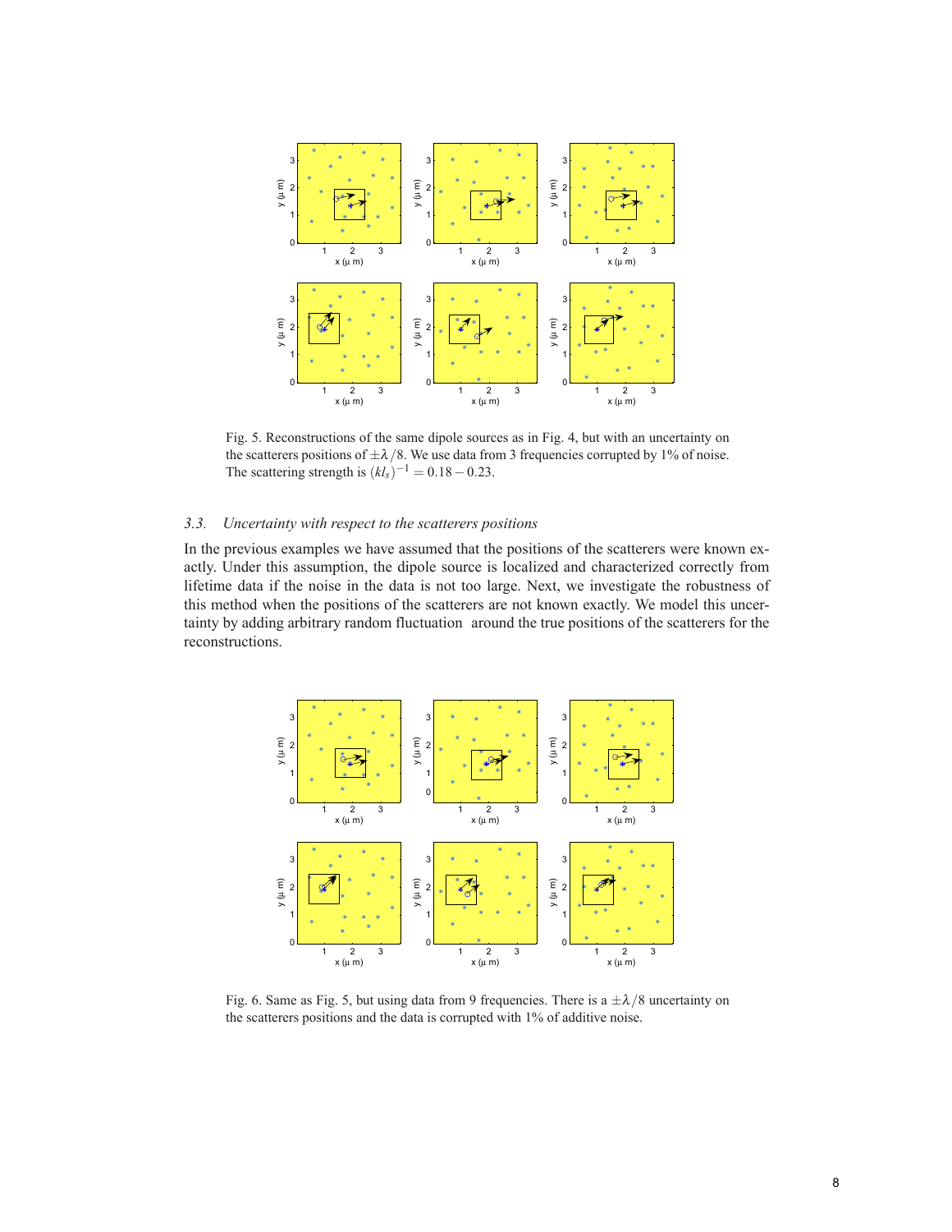Fig. 5. Reconstructions of the same dipole sources as in Fig. 4, but with an uncertainty on the scatterers positions of $\pm\lambda/8$. We use data from 3 frequencies corrupted by 1% of noise. The scattering strength is $(kl_s)^{-1} = 0.18 - 0.23$.

### 3.3. *Uncertainty with respect to the scatterers positions*

In the previous examples we have assumed that the positions of the scatterers were known exactly. Under this assumption, the dipole source is localized and characterized correctly from lifetime data if the noise in the data is not too large. Next, we investigate the robustness of this method when the positions of the scatterers are not known exactly. We model this uncertainty by adding arbitrary random fluctuation around the true positions of the scatterers for the reconstructions.

Fig. 6. Same as Fig. 5, but using data from 9 frequencies. There is a $\pm\lambda/8$ uncertainty on the scatterers positions and the data is corrupted with 1% of additive noise.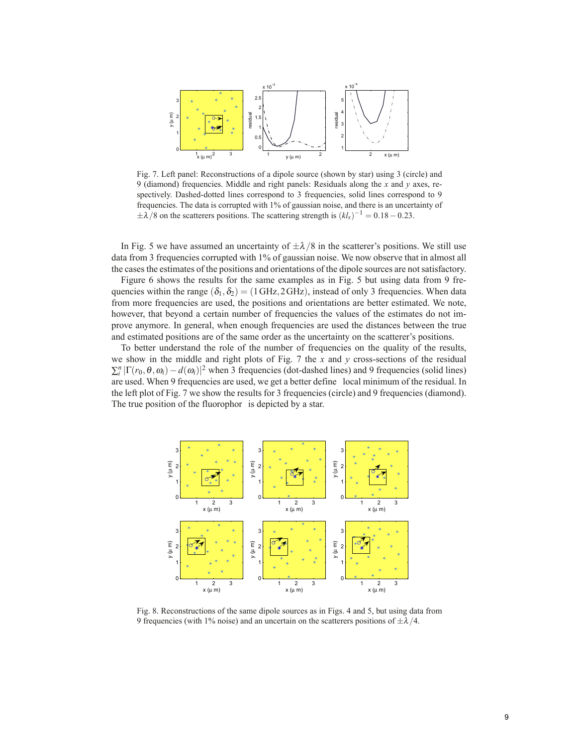Fig. 7. Left panel: Reconstructions of a dipole source (shown by star) using 3 (circle) and 9 (diamond) frequencies. Middle and right panels: Residuals along the $x$ and $y$ axes, respectively. Dashed-dotted lines correspond to 3 frequencies, solid lines correspond to 9 frequencies. The data is corrupted with 1% of gaussian noise, and there is an uncertainty of $\pm\lambda/8$ on the scatterers positions. The scattering strength is $(kl_s)^{-1} = 0.18 - 0.23$.

In Fig. 5 we have assumed an uncertainty of $\pm\lambda/8$ in the scatterer's positions. We still use data from 3 frequencies corrupted with 1% of gaussian noise. We now observe that in almost all the cases the estimates of the positions and orientations of the dipole sources are not satisfactory.

Figure 6 shows the results for the same examples as in Fig. 5 but using data from 9 frequencies within the range $(\delta_1, \delta_2) = (1\,\text{GHz}, 2\,\text{GHz})$, instead of only 3 frequencies. When data from more frequencies are used, the positions and orientations are better estimated. We note, however, that beyond a certain number of frequencies the values of the estimates do not improve anymore. In general, when enough frequencies are used the distances between the true and estimated positions are of the same order as the uncertainty on the scatterer's positions.

To better understand the role of the number of frequencies on the quality of the results, we show in the middle and right plots of Fig. 7 the $x$ and $y$ cross-sections of the residual $\sum_i^n |\Gamma(r_0, \theta, \omega_i) - d(\omega_i)|^2$ when 3 frequencies (dot-dashed lines) and 9 frequencies (solid lines) are used. When 9 frequencies are used, we get a better define local minimum of the residual. In the left plot of Fig. 7 we show the results for 3 frequencies (circle) and 9 frequencies (diamond). The true position of the fluorophor is depicted by a star.

Fig. 8. Reconstructions of the same dipole sources as in Figs. 4 and 5, but using data from 9 frequencies (with 1% noise) and an uncertain on the scatterers positions of $\pm\lambda/4$.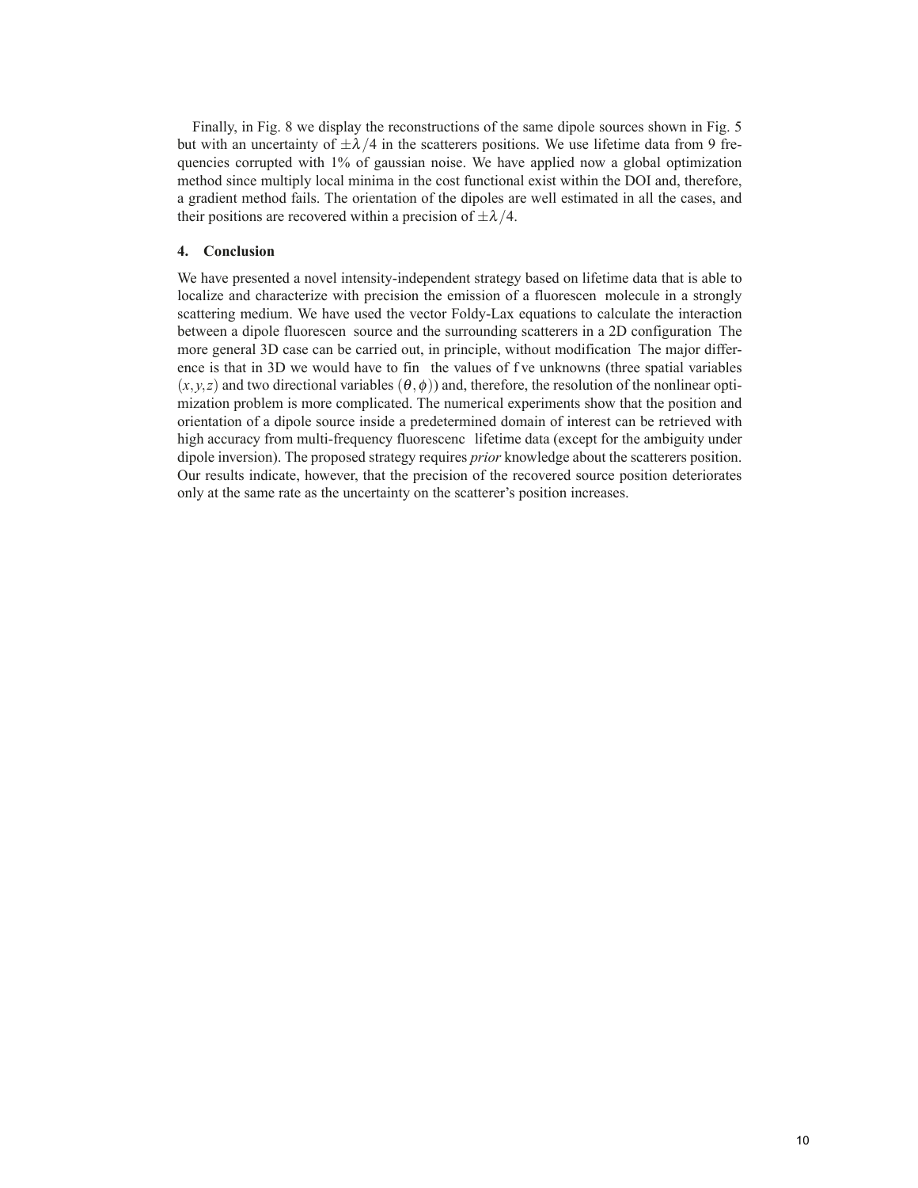Finally, in Fig. 8 we display the reconstructions of the same dipole sources shown in Fig. 5 but with an uncertainty of $\pm\lambda/4$ in the scatterers positions. We use lifetime data from 9 frequencies corrupted with 1% of gaussian noise. We have applied now a global optimization method since multiply local minima in the cost functional exist within the DOI and, therefore, a gradient method fails. The orientation of the dipoles are well estimated in all the cases, and their positions are recovered within a precision of $\pm\lambda/4$.

## 4. Conclusion

We have presented a novel intensity-independent strategy based on lifetime data that is able to localize and characterize with precision the emission of a fluorescen molecule in a strongly scattering medium. We have used the vector Foldy-Lax equations to calculate the interaction between a dipole fluorescen source and the surrounding scatterers in a 2D configuration The more general 3D case can be carried out, in principle, without modification The major difference is that in 3D we would have to fin the values of f ve unknowns (three spatial variables $(x, y, z)$ and two directional variables $(\theta, \phi)$) and, therefore, the resolution of the nonlinear optimization problem is more complicated. The numerical experiments show that the position and orientation of a dipole source inside a predetermined domain of interest can be retrieved with high accuracy from multi-frequency fluorescenc lifetime data (except for the ambiguity under dipole inversion). The proposed strategy requires *prior* knowledge about the scatterers position. Our results indicate, however, that the precision of the recovered source position deteriorates only at the same rate as the uncertainty on the scatterer's position increases.